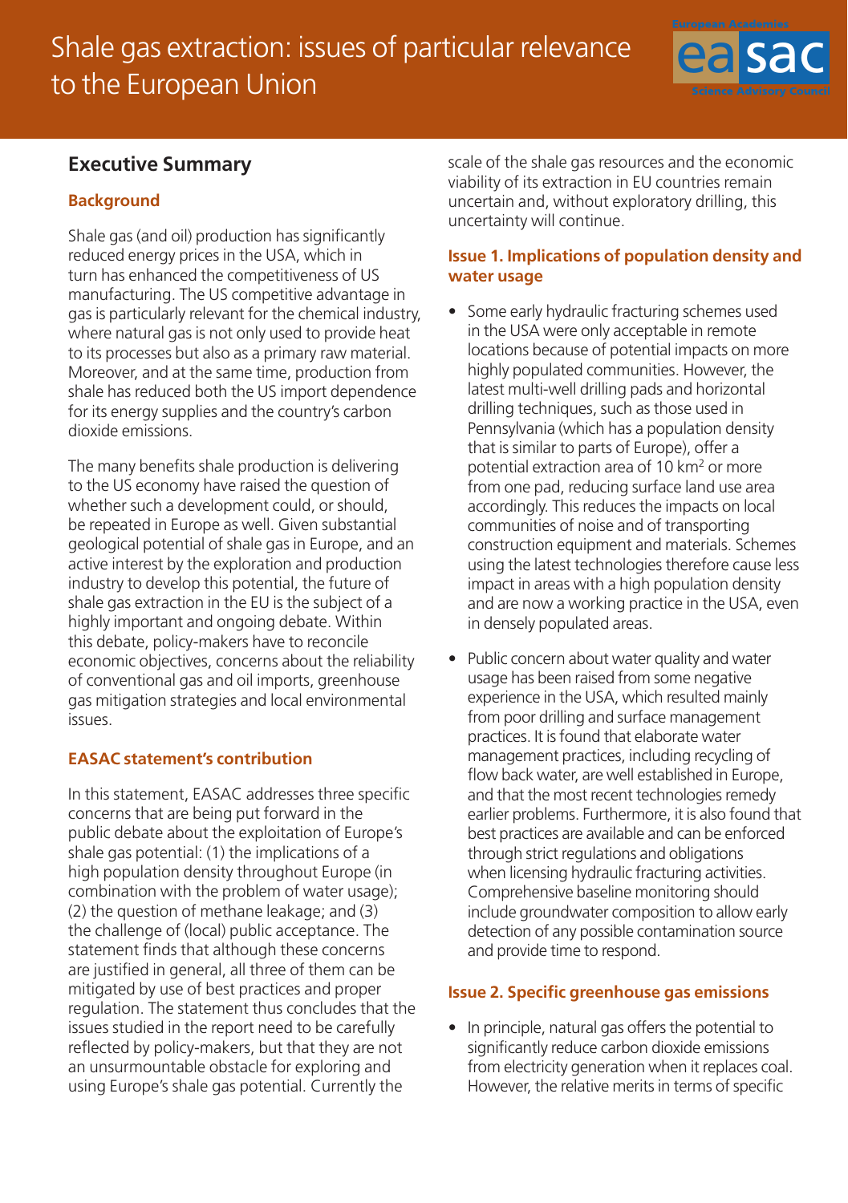# Shale gas extraction: issues of particular relevance to the European Union

## Executive Summary

### Background

Shale gas (and oil) production has significantly reduced energy prices in the USA, which in turn has enhanced the competitiveness of US manufacturing. The US competitive advantage in gas is particularly relevant for the chemical industry, where natural gas is not only used to provide heat to its processes but also as a primary raw material. Moreover, and at the same time, production from shale has reduced both the US import dependence for its energy supplies and the country's carbon dioxide emissions.

The many benefits shale production is delivering to the US economy have raised the question of whether such a development could, or should, be repeated in Europe as well. Given substantial geological potential of shale gas in Europe, and an active interest by the exploration and production industry to develop this potential, the future of shale gas extraction in the EU is the subject of a highly important and ongoing debate. Within this debate, policy-makers have to reconcile economic objectives, concerns about the reliability of conventional gas and oil imports, greenhouse gas mitigation strategies and local environmental issues.

### EASAC statement's contribution

In this statement, EASAC addresses three specific concerns that are being put forward in the public debate about the exploitation of Europe's shale gas potential: (1) the implications of a high population density throughout Europe (in combination with the problem of water usage); (2) the question of methane leakage; and (3) the challenge of (local) public acceptance. The statement finds that although these concerns are justified in general, all three of them can be mitigated by use of best practices and proper regulation. The statement thus concludes that the issues studied in the report need to be carefully reflected by policy-makers, but that they are not an unsurmountable obstacle for exploring and using Europe's shale gas potential. Currently the scale of the shale gas resources and the economic viability of its extraction in EU countries remain uncertain and, without exploratory drilling, this uncertainty will continue.

### Issue 1. Implications of population density and water usage

- Some early hydraulic fracturing schemes used in the USA were only acceptable in remote locations because of potential impacts on more highly populated communities. However, the latest multi-well drilling pads and horizontal drilling techniques, such as those used in Pennsylvania (which has a population density that is similar to parts of Europe), offer a potential extraction area of 10 km$^2$ or more from one pad, reducing surface land use area accordingly. This reduces the impacts on local communities of noise and of transporting construction equipment and materials. Schemes using the latest technologies therefore cause less impact in areas with a high population density and are now a working practice in the USA, even in densely populated areas.
- Public concern about water quality and water usage has been raised from some negative experience in the USA, which resulted mainly from poor drilling and surface management practices. It is found that elaborate water management practices, including recycling of flow back water, are well established in Europe, and that the most recent technologies remedy earlier problems. Furthermore, it is also found that best practices are available and can be enforced through strict regulations and obligations when licensing hydraulic fracturing activities. Comprehensive baseline monitoring should include groundwater composition to allow early detection of any possible contamination source and provide time to respond.

### Issue 2. Specific greenhouse gas emissions

- In principle, natural gas offers the potential to significantly reduce carbon dioxide emissions from electricity generation when it replaces coal. However, the relative merits in terms of specific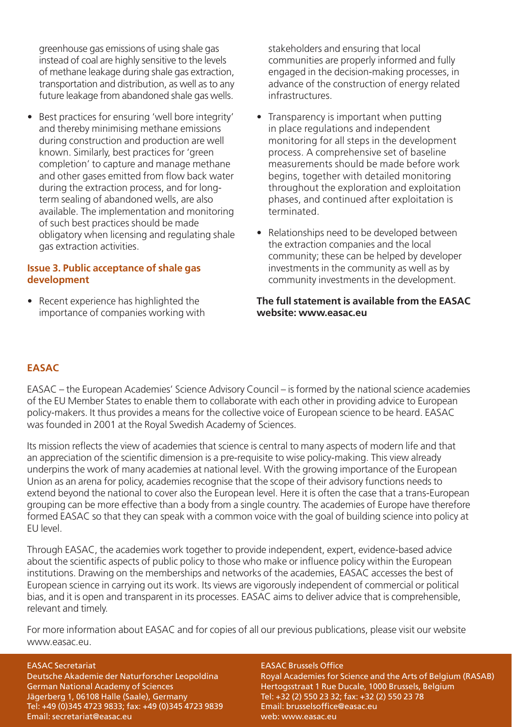greenhouse gas emissions of using shale gas instead of coal are highly sensitive to the levels of methane leakage during shale gas extraction, transportation and distribution, as well as to any future leakage from abandoned shale gas wells.

- Best practices for ensuring 'well bore integrity' and thereby minimising methane emissions during construction and production are well known. Similarly, best practices for 'green completion' to capture and manage methane and other gases emitted from flow back water during the extraction process, and for long-term sealing of abandoned wells, are also available. The implementation and monitoring of such best practices should be made obligatory when licensing and regulating shale gas extraction activities.

### Issue 3. Public acceptance of shale gas development

- Recent experience has highlighted the importance of companies working with stakeholders and ensuring that local communities are properly informed and fully engaged in the decision-making processes, in advance of the construction of energy related infrastructures.
- Transparency is important when putting in place regulations and independent monitoring for all steps in the development process. A comprehensive set of baseline measurements should be made before work begins, together with detailed monitoring throughout the exploration and exploitation phases, and continued after exploitation is terminated.
- Relationships need to be developed between the extraction companies and the local community; these can be helped by developer investments in the community as well as by community investments in the development.

**The full statement is available from the EASAC website: www.easac.eu**

## EASAC

EASAC – the European Academies' Science Advisory Council – is formed by the national science academies of the EU Member States to enable them to collaborate with each other in providing advice to European policy-makers. It thus provides a means for the collective voice of European science to be heard. EASAC was founded in 2001 at the Royal Swedish Academy of Sciences.

Its mission reflects the view of academies that science is central to many aspects of modern life and that an appreciation of the scientific dimension is a pre-requisite to wise policy-making. This view already underpins the work of many academies at national level. With the growing importance of the European Union as an arena for policy, academies recognise that the scope of their advisory functions needs to extend beyond the national to cover also the European level. Here it is often the case that a trans-European grouping can be more effective than a body from a single country. The academies of Europe have therefore formed EASAC so that they can speak with a common voice with the goal of building science into policy at EU level.

Through EASAC, the academies work together to provide independent, expert, evidence-based advice about the scientific aspects of public policy to those who make or influence policy within the European institutions. Drawing on the memberships and networks of the academies, EASAC accesses the best of European science in carrying out its work. Its views are vigorously independent of commercial or political bias, and it is open and transparent in its processes. EASAC aims to deliver advice that is comprehensible, relevant and timely.

For more information about EASAC and for copies of all our previous publications, please visit our website www.easac.eu.

EASAC Secretariat
Deutsche Akademie der Naturforscher Leopoldina
German National Academy of Sciences
Jägerberg 1, 06108 Halle (Saale), Germany
Tel: +49 (0)345 4723 9833; fax: +49 (0)345 4723 9839
Email: secretariat@easac.eu

EASAC Brussels Office
Royal Academies for Science and the Arts of Belgium (RASAB)
Hertogsstraat 1 Rue Ducale, 1000 Brussels, Belgium
Tel: +32 (2) 550 23 32; fax: +32 (2) 550 23 78
Email: brusselsoffice@easac.eu
web: www.easac.eu